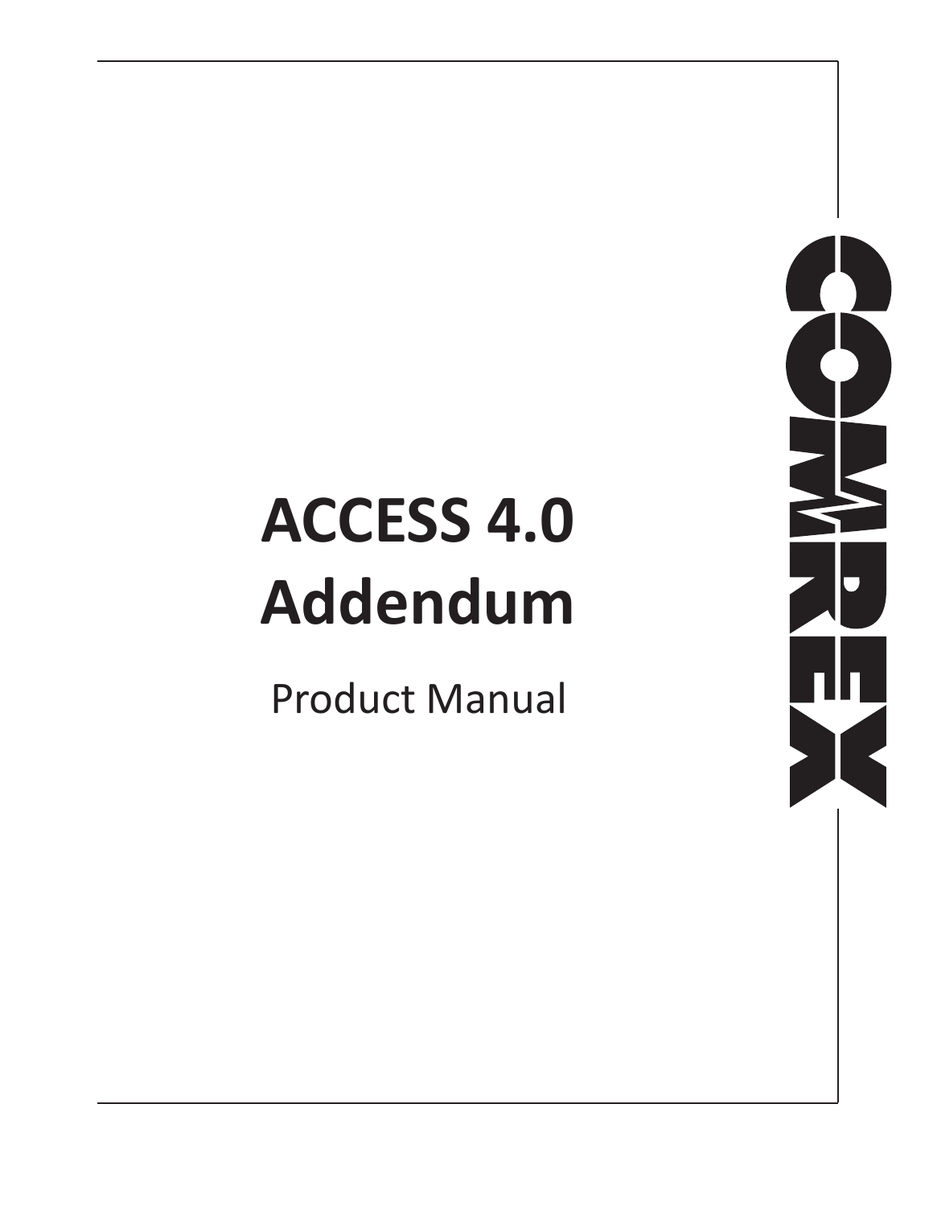# ACCESS 4.0 Addendum

Product Manual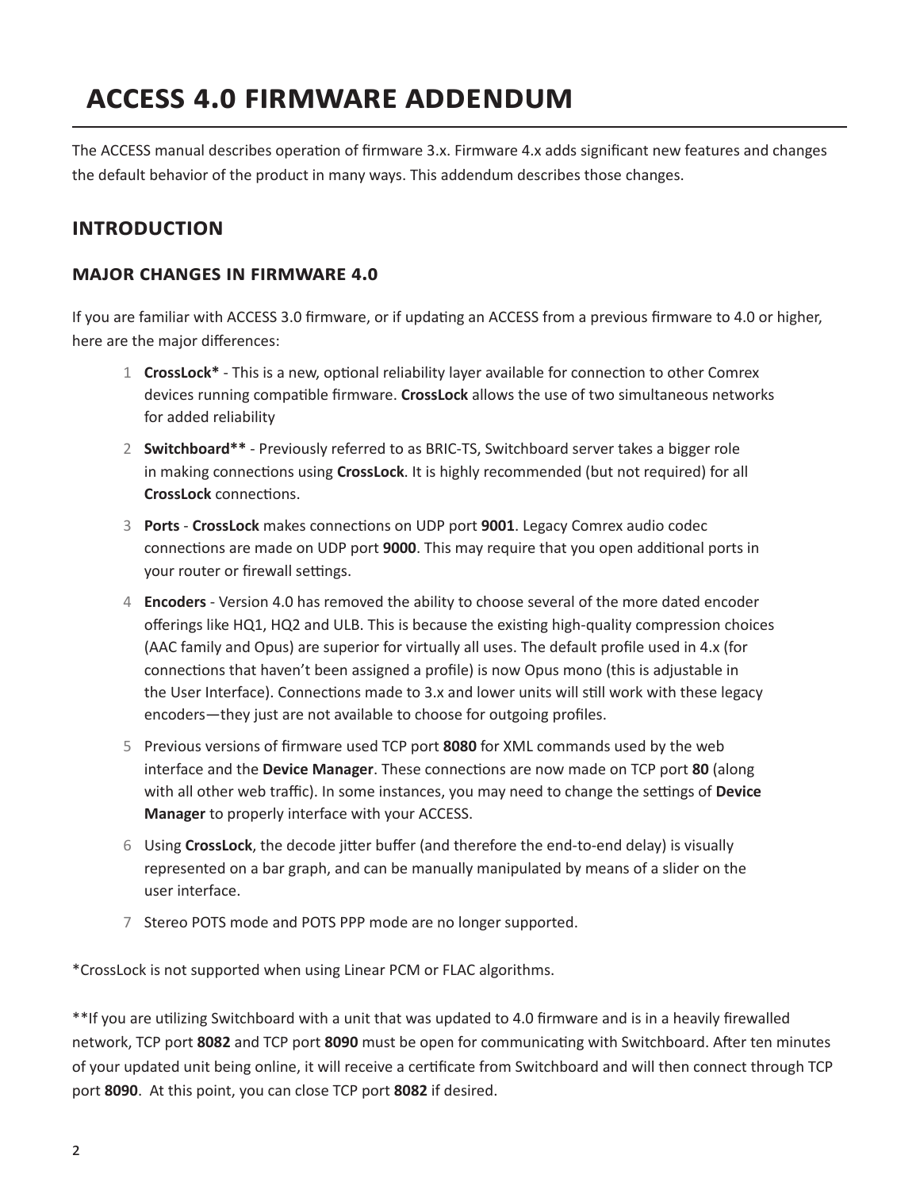# ACCESS 4.0 FIRMWARE ADDENDUM

The ACCESS manual describes operation of firmware 3.x. Firmware 4.x adds significant new features and changes the default behavior of the product in many ways. This addendum describes those changes.

## INTRODUCTION

### MAJOR CHANGES IN FIRMWARE 4.0

If you are familiar with ACCESS 3.0 firmware, or if updating an ACCESS from a previous firmware to 4.0 or higher, here are the major differences:

1. **CrossLock*** - This is a new, optional reliability layer available for connection to other Comrex devices running compatible firmware. **CrossLock** allows the use of two simultaneous networks for added reliability
2. **Switchboard**** - Previously referred to as BRIC-TS, Switchboard server takes a bigger role in making connections using **CrossLock**. It is highly recommended (but not required) for all **CrossLock** connections.
3. **Ports** - **CrossLock** makes connections on UDP port **9001**. Legacy Comrex audio codec connections are made on UDP port **9000**. This may require that you open additional ports in your router or firewall settings.
4. **Encoders** - Version 4.0 has removed the ability to choose several of the more dated encoder offerings like HQ1, HQ2 and ULB. This is because the existing high-quality compression choices (AAC family and Opus) are superior for virtually all uses. The default profile used in 4.x (for connections that haven't been assigned a profile) is now Opus mono (this is adjustable in the User Interface). Connections made to 3.x and lower units will still work with these legacy encoders—they just are not available to choose for outgoing profiles.
5. Previous versions of firmware used TCP port **8080** for XML commands used by the web interface and the **Device Manager**. These connections are now made on TCP port **80** (along with all other web traffic). In some instances, you may need to change the settings of **Device Manager** to properly interface with your ACCESS.
6. Using **CrossLock**, the decode jitter buffer (and therefore the end-to-end delay) is visually represented on a bar graph, and can be manually manipulated by means of a slider on the user interface.
7. Stereo POTS mode and POTS PPP mode are no longer supported.

*CrossLock is not supported when using Linear PCM or FLAC algorithms.

**If you are utilizing Switchboard with a unit that was updated to 4.0 firmware and is in a heavily firewalled network, TCP port **8082** and TCP port **8090** must be open for communicating with Switchboard. After ten minutes of your updated unit being online, it will receive a certificate from Switchboard and will then connect through TCP port **8090**. At this point, you can close TCP port **8082** if desired.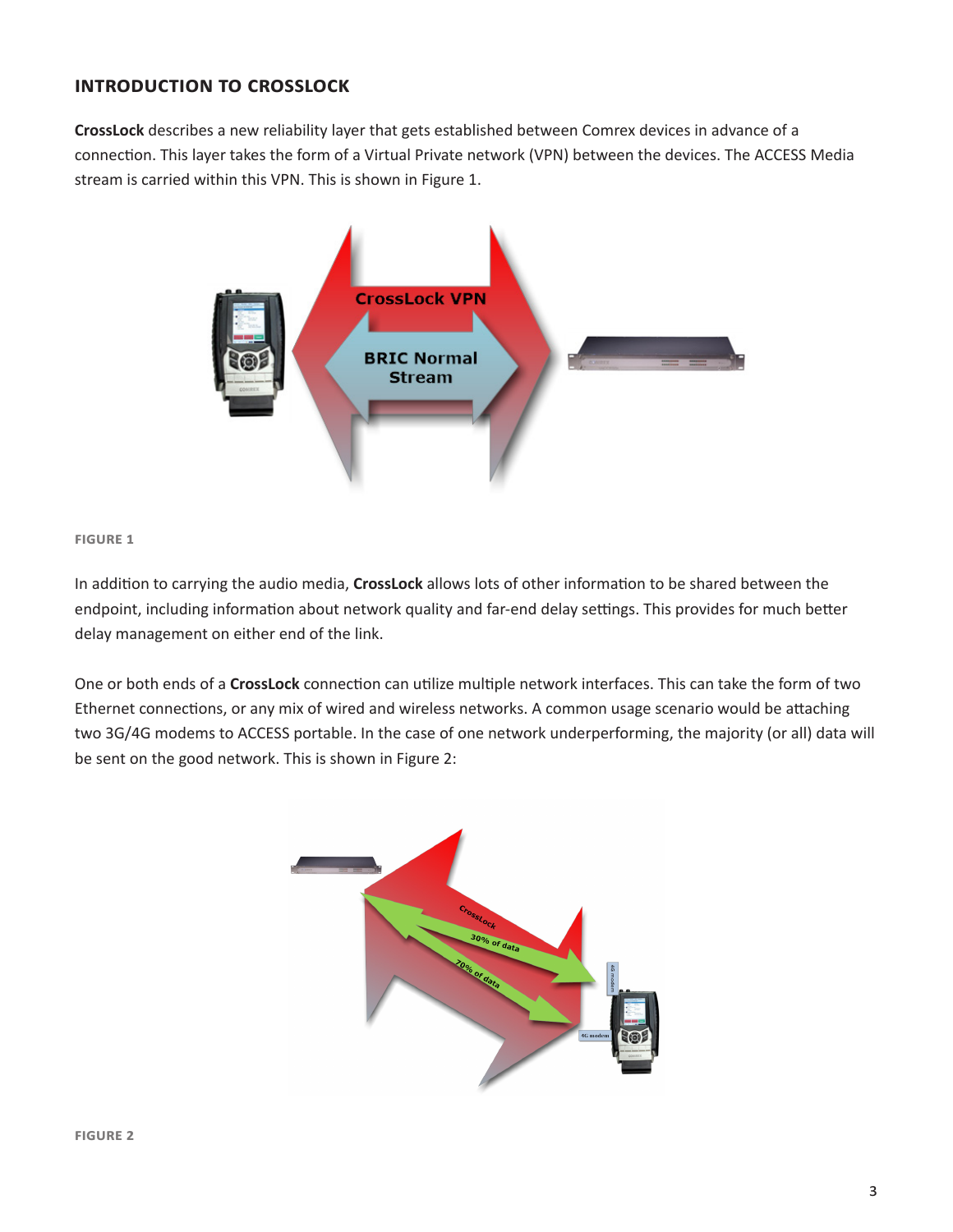## INTRODUCTION TO CROSSLOCK

**CrossLock** describes a new reliability layer that gets established between Comrex devices in advance of a connection. This layer takes the form of a Virtual Private network (VPN) between the devices. The ACCESS Media stream is carried within this VPN. This is shown in Figure 1.

FIGURE 1

In addition to carrying the audio media, **CrossLock** allows lots of other information to be shared between the endpoint, including information about network quality and far-end delay settings. This provides for much better delay management on either end of the link.

One or both ends of a **CrossLock** connection can utilize multiple network interfaces. This can take the form of two Ethernet connections, or any mix of wired and wireless networks. A common usage scenario would be attaching two 3G/4G modems to ACCESS portable. In the case of one network underperforming, the majority (or all) data will be sent on the good network. This is shown in Figure 2:

FIGURE 2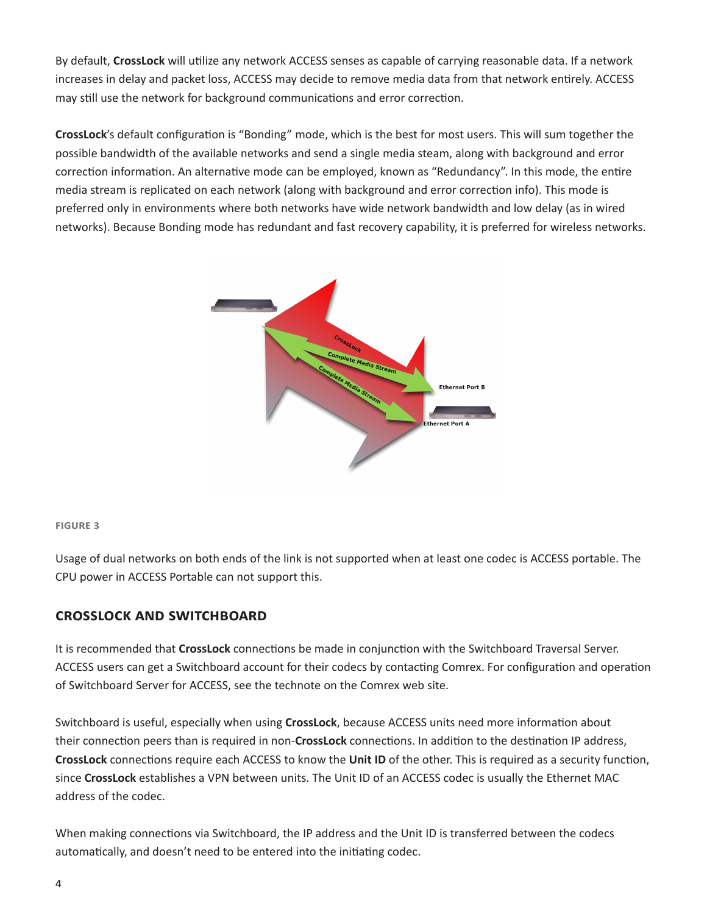By default, **CrossLock** will utilize any network ACCESS senses as capable of carrying reasonable data. If a network increases in delay and packet loss, ACCESS may decide to remove media data from that network entirely. ACCESS may still use the network for background communications and error correction.

**CrossLock**'s default configuration is "Bonding" mode, which is the best for most users. This will sum together the possible bandwidth of the available networks and send a single media steam, along with background and error correction information. An alternative mode can be employed, known as "Redundancy". In this mode, the entire media stream is replicated on each network (along with background and error correction info). This mode is preferred only in environments where both networks have wide network bandwidth and low delay (as in wired networks). Because Bonding mode has redundant and fast recovery capability, it is preferred for wireless networks.

**FIGURE 3**

Usage of dual networks on both ends of the link is not supported when at least one codec is ACCESS portable. The CPU power in ACCESS Portable can not support this.

## CROSSLOCK AND SWITCHBOARD

It is recommended that **CrossLock** connections be made in conjunction with the Switchboard Traversal Server. ACCESS users can get a Switchboard account for their codecs by contacting Comrex. For configuration and operation of Switchboard Server for ACCESS, see the technote on the Comrex web site.

Switchboard is useful, especially when using **CrossLock**, because ACCESS units need more information about their connection peers than is required in non-**CrossLock** connections. In addition to the destination IP address, **CrossLock** connections require each ACCESS to know the **Unit ID** of the other. This is required as a security function, since **CrossLock** establishes a VPN between units. The Unit ID of an ACCESS codec is usually the Ethernet MAC address of the codec.

When making connections via Switchboard, the IP address and the Unit ID is transferred between the codecs automatically, and doesn't need to be entered into the initiating codec.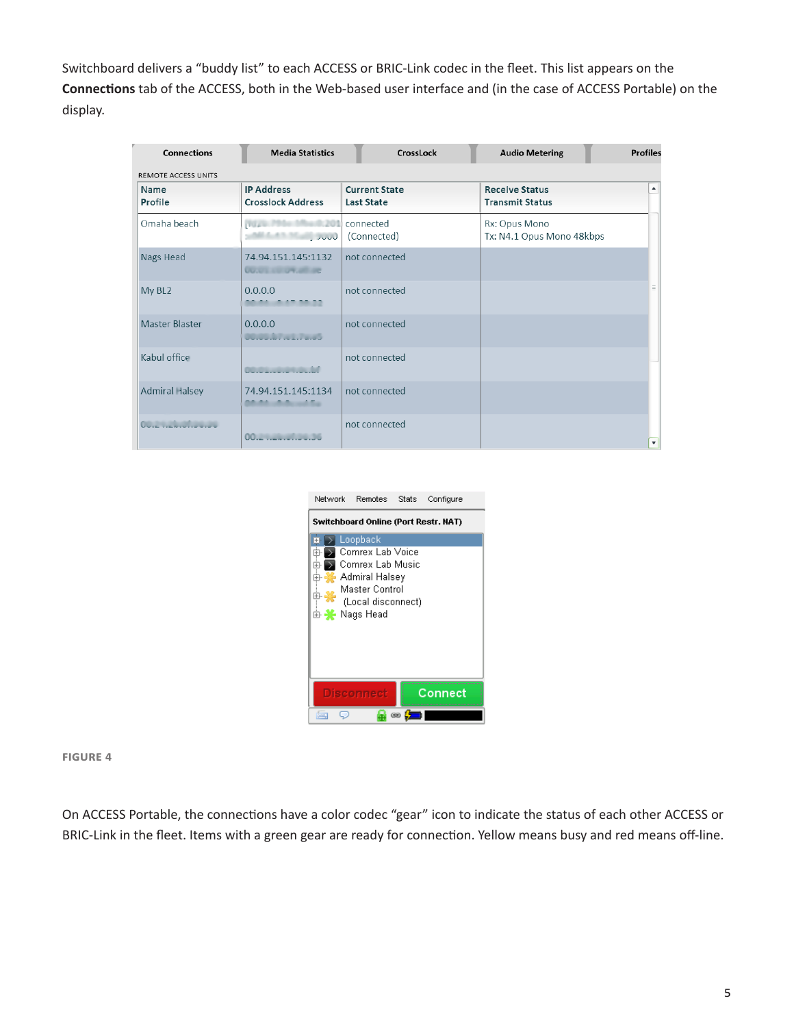Switchboard delivers a “buddy list” to each ACCESS or BRIC-Link codec in the fleet. This list appears on the **Connections** tab of the ACCESS, both in the Web-based user interface and (in the case of ACCESS Portable) on the display.

FIGURE 4

On ACCESS Portable, the connections have a color codec “gear” icon to indicate the status of each other ACCESS or BRIC-Link in the fleet. Items with a green gear are ready for connection. Yellow means busy and red means off-line.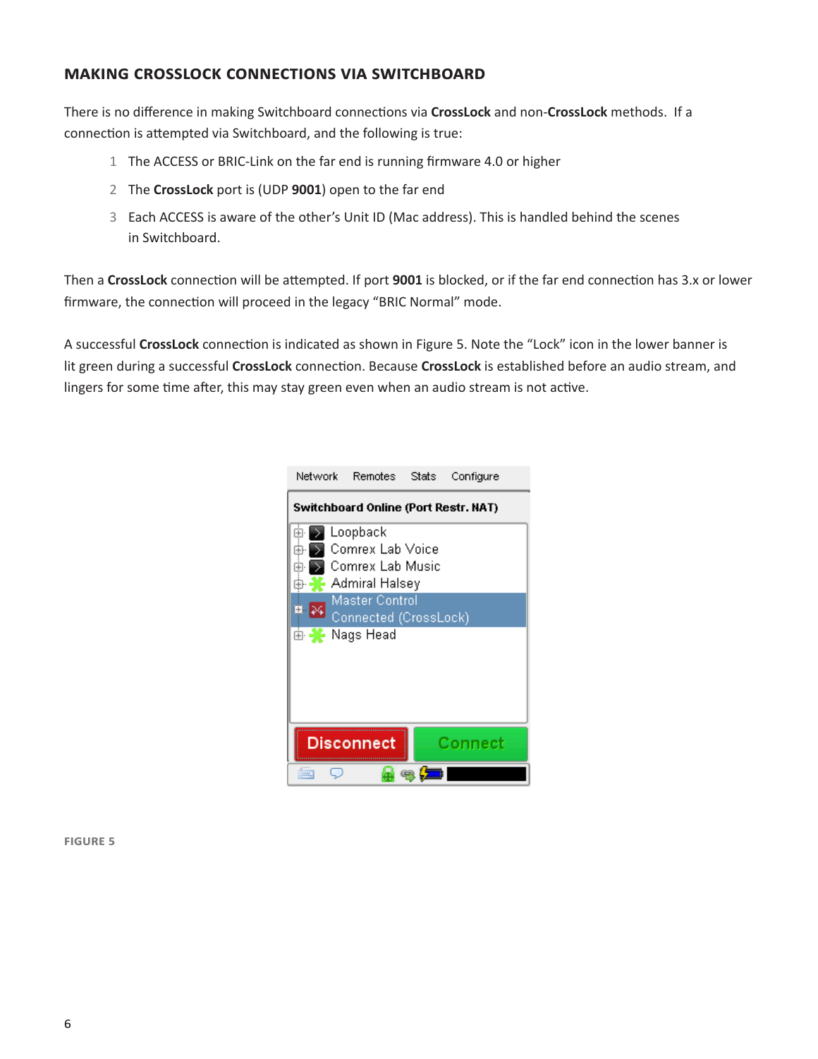## MAKING CROSSLOCK CONNECTIONS VIA SWITCHBOARD

There is no difference in making Switchboard connections via **CrossLock** and non-**CrossLock** methods. If a connection is attempted via Switchboard, and the following is true:

1. The ACCESS or BRIC-Link on the far end is running firmware 4.0 or higher
2. The **CrossLock** port is (UDP **9001**) open to the far end
3. Each ACCESS is aware of the other's Unit ID (Mac address). This is handled behind the scenes in Switchboard.

Then a **CrossLock** connection will be attempted. If port **9001** is blocked, or if the far end connection has 3.x or lower firmware, the connection will proceed in the legacy "BRIC Normal" mode.

A successful **CrossLock** connection is indicated as shown in Figure 5. Note the "Lock" icon in the lower banner is lit green during a successful **CrossLock** connection. Because **CrossLock** is established before an audio stream, and lingers for some time after, this may stay green even when an audio stream is not active.

**FIGURE 5**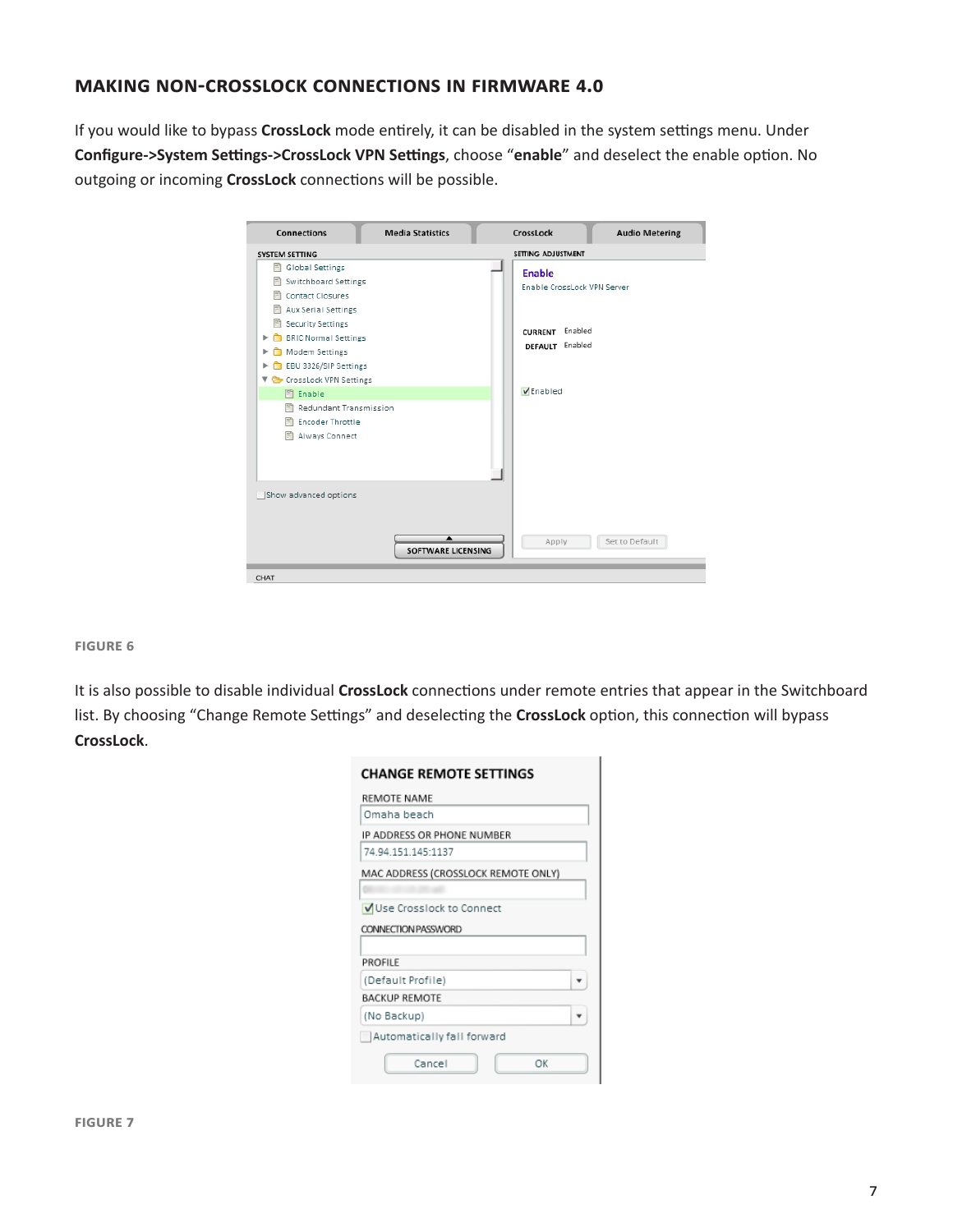## MAKING NON-CROSSLOCK CONNECTIONS IN FIRMWARE 4.0

If you would like to bypass **CrossLock** mode entirely, it can be disabled in the system settings menu. Under **Configure->System Settings->CrossLock VPN Settings**, choose "**enable**" and deselect the enable option. No outgoing or incoming **CrossLock** connections will be possible.

**FIGURE 6**

It is also possible to disable individual **CrossLock** connections under remote entries that appear in the Switchboard list. By choosing "Change Remote Settings" and deselecting the **CrossLock** option, this connection will bypass **CrossLock**.

**FIGURE 7**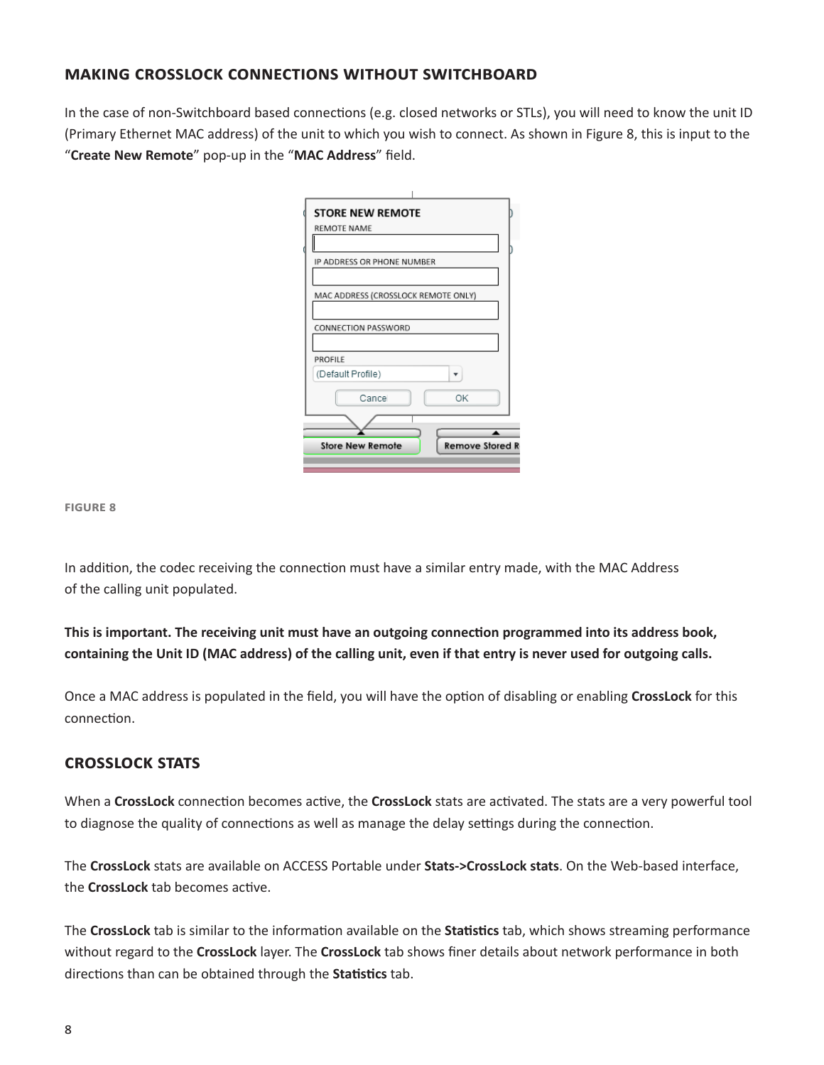## MAKING CROSSLOCK CONNECTIONS WITHOUT SWITCHBOARD

In the case of non-Switchboard based connections (e.g. closed networks or STLs), you will need to know the unit ID (Primary Ethernet MAC address) of the unit to which you wish to connect. As shown in Figure 8, this is input to the "**Create New Remote**" pop-up in the "**MAC Address**" field.

FIGURE 8

In addition, the codec receiving the connection must have a similar entry made, with the MAC Address of the calling unit populated.

**This is important. The receiving unit must have an outgoing connection programmed into its address book, containing the Unit ID (MAC address) of the calling unit, even if that entry is never used for outgoing calls.**

Once a MAC address is populated in the field, you will have the option of disabling or enabling **CrossLock** for this connection.

## CROSSLOCK STATS

When a **CrossLock** connection becomes active, the **CrossLock** stats are activated. The stats are a very powerful tool to diagnose the quality of connections as well as manage the delay settings during the connection.

The **CrossLock** stats are available on ACCESS Portable under **Stats->CrossLock stats**. On the Web-based interface, the **CrossLock** tab becomes active.

The **CrossLock** tab is similar to the information available on the **Statistics** tab, which shows streaming performance without regard to the **CrossLock** layer. The **CrossLock** tab shows finer details about network performance in both directions than can be obtained through the **Statistics** tab.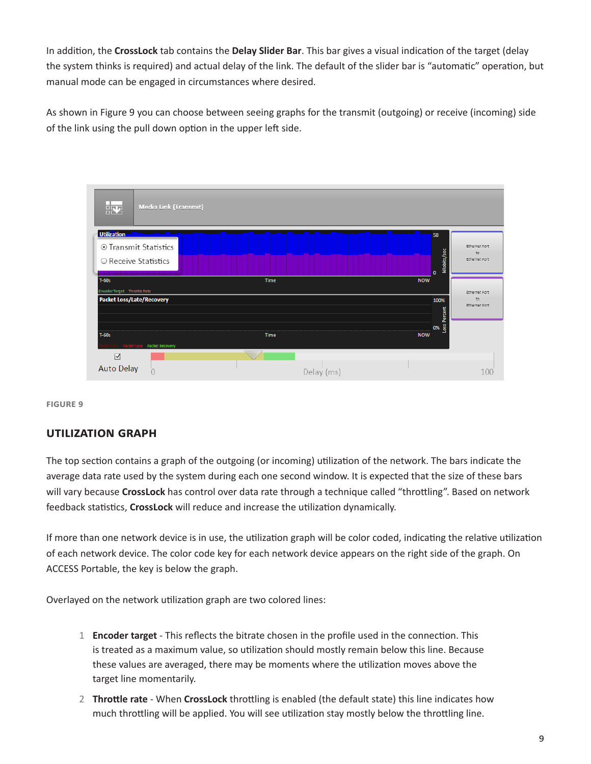In addition, the **CrossLock** tab contains the **Delay Slider Bar**. This bar gives a visual indication of the target (delay the system thinks is required) and actual delay of the link. The default of the slider bar is "automatic" operation, but manual mode can be engaged in circumstances where desired.

As shown in Figure 9 you can choose between seeing graphs for the transmit (outgoing) or receive (incoming) side of the link using the pull down option in the upper left side.

FIGURE 9

## UTILIZATION GRAPH

The top section contains a graph of the outgoing (or incoming) utilization of the network. The bars indicate the average data rate used by the system during each one second window. It is expected that the size of these bars will vary because **CrossLock** has control over data rate through a technique called "throttling". Based on network feedback statistics, **CrossLock** will reduce and increase the utilization dynamically.

If more than one network device is in use, the utilization graph will be color coded, indicating the relative utilization of each network device. The color code key for each network device appears on the right side of the graph. On ACCESS Portable, the key is below the graph.

Overlayed on the network utilization graph are two colored lines:

1. **Encoder target** - This reflects the bitrate chosen in the profile used in the connection. This is treated as a maximum value, so utilization should mostly remain below this line. Because these values are averaged, there may be moments where the utilization moves above the target line momentarily.
2. **Throttle rate** - When **CrossLock** throttling is enabled (the default state) this line indicates how much throttling will be applied. You will see utilization stay mostly below the throttling line.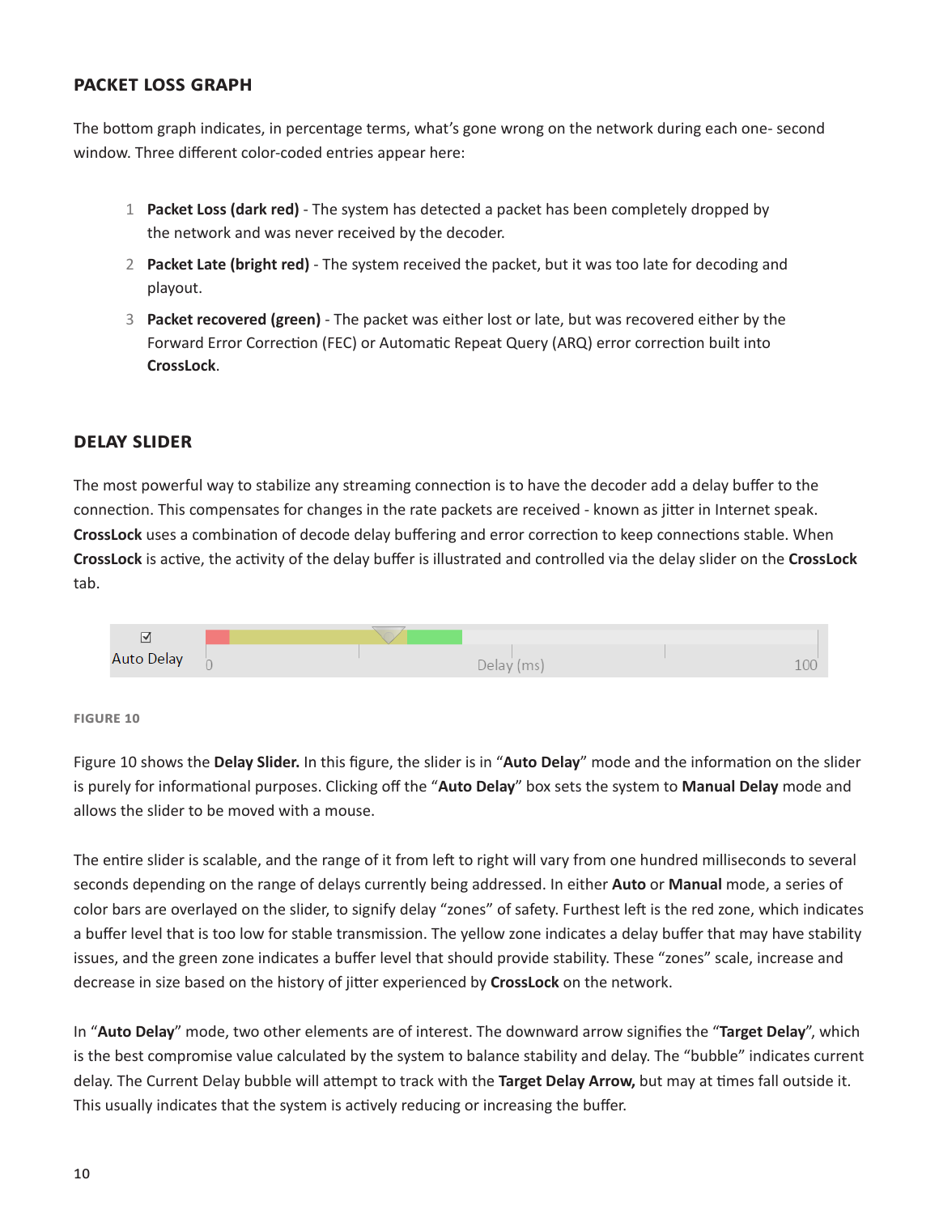## PACKET LOSS GRAPH

The bottom graph indicates, in percentage terms, what's gone wrong on the network during each one- second window. Three different color-coded entries appear here:

1. **Packet Loss (dark red)** - The system has detected a packet has been completely dropped by the network and was never received by the decoder.
2. **Packet Late (bright red)** - The system received the packet, but it was too late for decoding and playout.
3. **Packet recovered (green)** - The packet was either lost or late, but was recovered either by the Forward Error Correction (FEC) or Automatic Repeat Query (ARQ) error correction built into **CrossLock**.

## DELAY SLIDER

The most powerful way to stabilize any streaming connection is to have the decoder add a delay buffer to the connection. This compensates for changes in the rate packets are received - known as jitter in Internet speak. **CrossLock** uses a combination of decode delay buffering and error correction to keep connections stable. When **CrossLock** is active, the activity of the delay buffer is illustrated and controlled via the delay slider on the **CrossLock** tab.

☑ Auto Delay    0    Delay (ms)    100

FIGURE 10

Figure 10 shows the **Delay Slider.** In this figure, the slider is in "**Auto Delay**" mode and the information on the slider is purely for informational purposes. Clicking off the "**Auto Delay**" box sets the system to **Manual Delay** mode and allows the slider to be moved with a mouse.

The entire slider is scalable, and the range of it from left to right will vary from one hundred milliseconds to several seconds depending on the range of delays currently being addressed. In either **Auto** or **Manual** mode, a series of color bars are overlayed on the slider, to signify delay "zones" of safety. Furthest left is the red zone, which indicates a buffer level that is too low for stable transmission. The yellow zone indicates a delay buffer that may have stability issues, and the green zone indicates a buffer level that should provide stability. These "zones" scale, increase and decrease in size based on the history of jitter experienced by **CrossLock** on the network.

In "**Auto Delay**" mode, two other elements are of interest. The downward arrow signifies the "**Target Delay**", which is the best compromise value calculated by the system to balance stability and delay. The "bubble" indicates current delay. The Current Delay bubble will attempt to track with the **Target Delay Arrow,** but may at times fall outside it. This usually indicates that the system is actively reducing or increasing the buffer.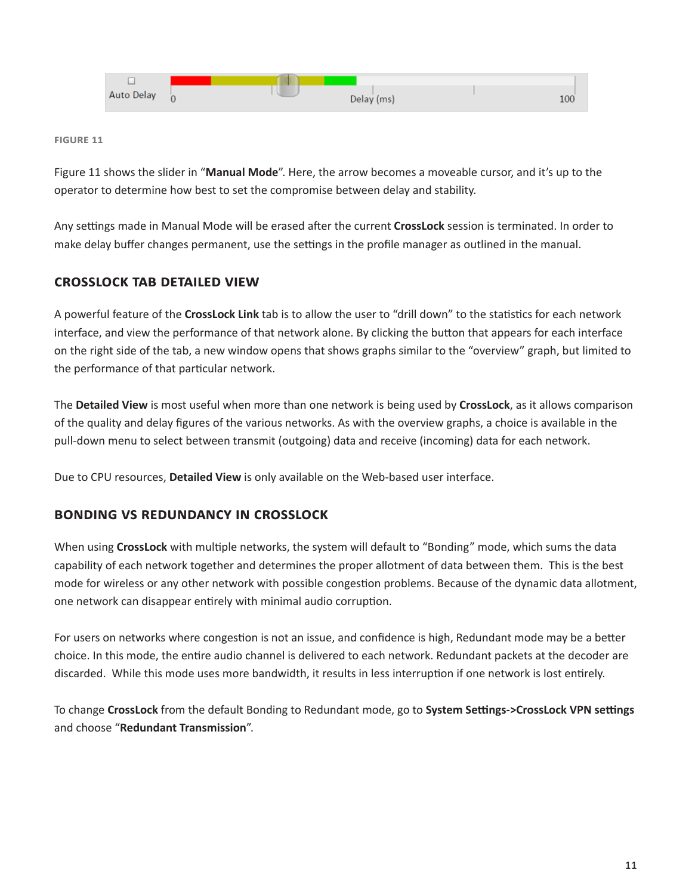FIGURE 11

Figure 11 shows the slider in "**Manual Mode**". Here, the arrow becomes a moveable cursor, and it's up to the operator to determine how best to set the compromise between delay and stability.

Any settings made in Manual Mode will be erased after the current **CrossLock** session is terminated. In order to make delay buffer changes permanent, use the settings in the profile manager as outlined in the manual.

## CROSSLOCK TAB DETAILED VIEW

A powerful feature of the **CrossLock Link** tab is to allow the user to "drill down" to the statistics for each network interface, and view the performance of that network alone. By clicking the button that appears for each interface on the right side of the tab, a new window opens that shows graphs similar to the "overview" graph, but limited to the performance of that particular network.

The **Detailed View** is most useful when more than one network is being used by **CrossLock**, as it allows comparison of the quality and delay figures of the various networks. As with the overview graphs, a choice is available in the pull-down menu to select between transmit (outgoing) data and receive (incoming) data for each network.

Due to CPU resources, **Detailed View** is only available on the Web-based user interface.

## BONDING VS REDUNDANCY IN CROSSLOCK

When using **CrossLock** with multiple networks, the system will default to "Bonding" mode, which sums the data capability of each network together and determines the proper allotment of data between them. This is the best mode for wireless or any other network with possible congestion problems. Because of the dynamic data allotment, one network can disappear entirely with minimal audio corruption.

For users on networks where congestion is not an issue, and confidence is high, Redundant mode may be a better choice. In this mode, the entire audio channel is delivered to each network. Redundant packets at the decoder are discarded. While this mode uses more bandwidth, it results in less interruption if one network is lost entirely.

To change **CrossLock** from the default Bonding to Redundant mode, go to **System Settings->CrossLock VPN settings** and choose "**Redundant Transmission**".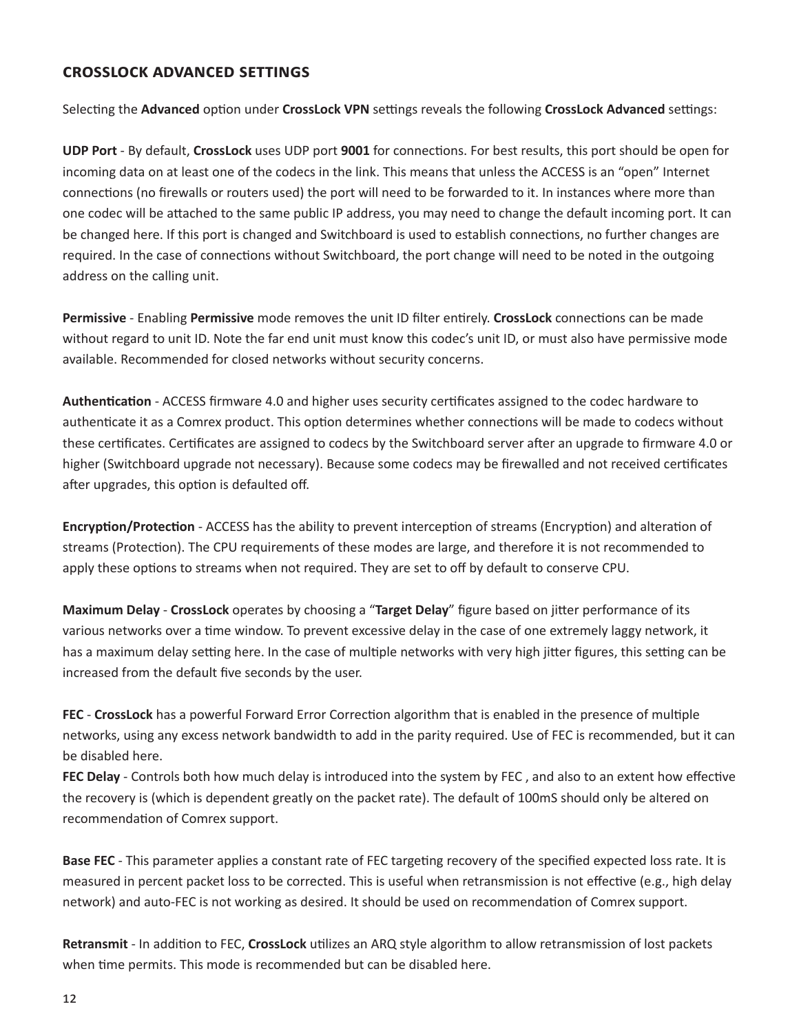## CROSSLOCK ADVANCED SETTINGS

Selecting the **Advanced** option under **CrossLock VPN** settings reveals the following **CrossLock Advanced** settings:

**UDP Port** - By default, **CrossLock** uses UDP port **9001** for connections. For best results, this port should be open for incoming data on at least one of the codecs in the link. This means that unless the ACCESS is an "open" Internet connections (no firewalls or routers used) the port will need to be forwarded to it. In instances where more than one codec will be attached to the same public IP address, you may need to change the default incoming port. It can be changed here. If this port is changed and Switchboard is used to establish connections, no further changes are required. In the case of connections without Switchboard, the port change will need to be noted in the outgoing address on the calling unit.

**Permissive** - Enabling **Permissive** mode removes the unit ID filter entirely. **CrossLock** connections can be made without regard to unit ID. Note the far end unit must know this codec's unit ID, or must also have permissive mode available. Recommended for closed networks without security concerns.

**Authentication** - ACCESS firmware 4.0 and higher uses security certificates assigned to the codec hardware to authenticate it as a Comrex product. This option determines whether connections will be made to codecs without these certificates. Certificates are assigned to codecs by the Switchboard server after an upgrade to firmware 4.0 or higher (Switchboard upgrade not necessary). Because some codecs may be firewalled and not received certificates after upgrades, this option is defaulted off.

**Encryption/Protection** - ACCESS has the ability to prevent interception of streams (Encryption) and alteration of streams (Protection). The CPU requirements of these modes are large, and therefore it is not recommended to apply these options to streams when not required. They are set to off by default to conserve CPU.

**Maximum Delay** - **CrossLock** operates by choosing a "**Target Delay**" figure based on jitter performance of its various networks over a time window. To prevent excessive delay in the case of one extremely laggy network, it has a maximum delay setting here. In the case of multiple networks with very high jitter figures, this setting can be increased from the default five seconds by the user.

**FEC** - **CrossLock** has a powerful Forward Error Correction algorithm that is enabled in the presence of multiple networks, using any excess network bandwidth to add in the parity required. Use of FEC is recommended, but it can be disabled here.

**FEC Delay** - Controls both how much delay is introduced into the system by FEC , and also to an extent how effective the recovery is (which is dependent greatly on the packet rate). The default of 100mS should only be altered on recommendation of Comrex support.

**Base FEC** - This parameter applies a constant rate of FEC targeting recovery of the specified expected loss rate. It is measured in percent packet loss to be corrected. This is useful when retransmission is not effective (e.g., high delay network) and auto-FEC is not working as desired. It should be used on recommendation of Comrex support.

**Retransmit** - In addition to FEC, **CrossLock** utilizes an ARQ style algorithm to allow retransmission of lost packets when time permits. This mode is recommended but can be disabled here.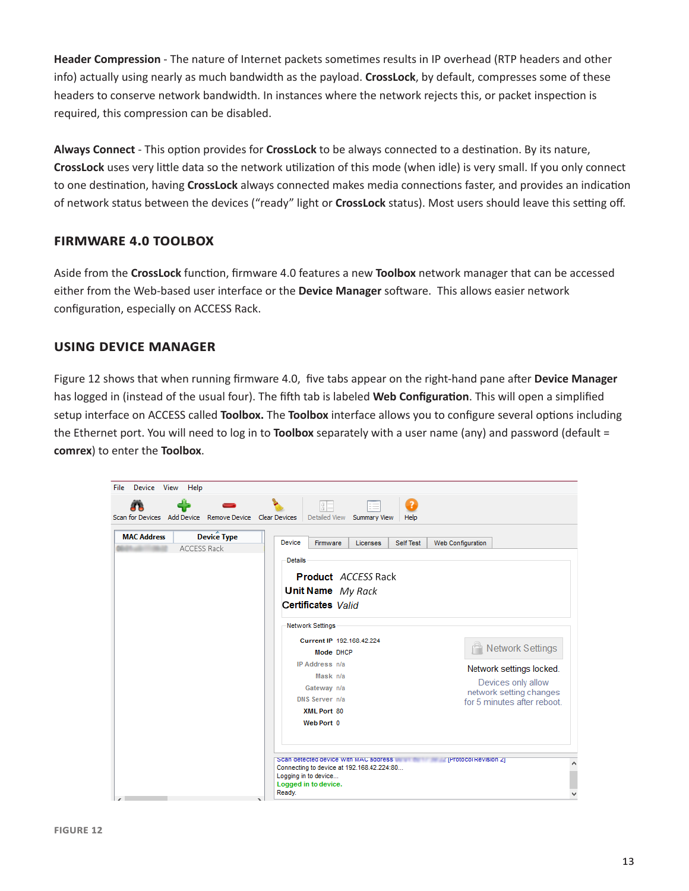**Header Compression** - The nature of Internet packets sometimes results in IP overhead (RTP headers and other info) actually using nearly as much bandwidth as the payload. **CrossLock**, by default, compresses some of these headers to conserve network bandwidth. In instances where the network rejects this, or packet inspection is required, this compression can be disabled.

**Always Connect** - This option provides for **CrossLock** to be always connected to a destination. By its nature, **CrossLock** uses very little data so the network utilization of this mode (when idle) is very small. If you only connect to one destination, having **CrossLock** always connected makes media connections faster, and provides an indication of network status between the devices ("ready" light or **CrossLock** status). Most users should leave this setting off.

## FIRMWARE 4.0 TOOLBOX

Aside from the **CrossLock** function, firmware 4.0 features a new **Toolbox** network manager that can be accessed either from the Web-based user interface or the **Device Manager** software. This allows easier network configuration, especially on ACCESS Rack.

## USING DEVICE MANAGER

Figure 12 shows that when running firmware 4.0, five tabs appear on the right-hand pane after **Device Manager** has logged in (instead of the usual four). The fifth tab is labeled **Web Configuration**. This will open a simplified setup interface on ACCESS called **Toolbox.** The **Toolbox** interface allows you to configure several options including the Ethernet port. You will need to log in to **Toolbox** separately with a user name (any) and password (default = **comrex**) to enter the **Toolbox**.

FIGURE 12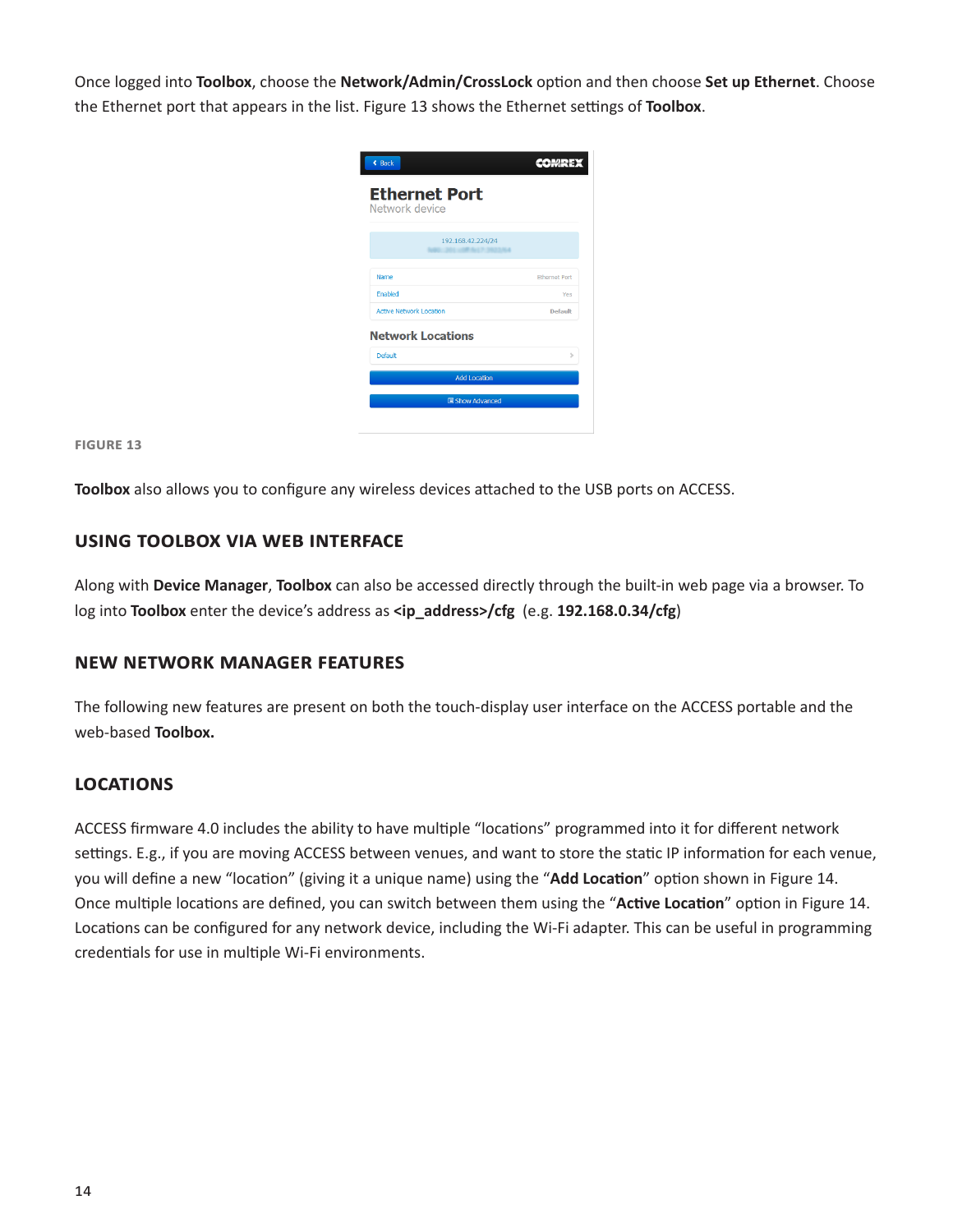Once logged into **Toolbox**, choose the **Network/Admin/CrossLock** option and then choose **Set up Ethernet**. Choose the Ethernet port that appears in the list. Figure 13 shows the Ethernet settings of **Toolbox**.

FIGURE 13

**Toolbox** also allows you to configure any wireless devices attached to the USB ports on ACCESS.

## USING TOOLBOX VIA WEB INTERFACE

Along with **Device Manager**, **Toolbox** can also be accessed directly through the built-in web page via a browser. To log into **Toolbox** enter the device's address as **<ip_address>/cfg** (e.g. **192.168.0.34/cfg**)

## NEW NETWORK MANAGER FEATURES

The following new features are present on both the touch-display user interface on the ACCESS portable and the web-based **Toolbox.**

## LOCATIONS

ACCESS firmware 4.0 includes the ability to have multiple "locations" programmed into it for different network settings. E.g., if you are moving ACCESS between venues, and want to store the static IP information for each venue, you will define a new "location" (giving it a unique name) using the "**Add Location**" option shown in Figure 14. Once multiple locations are defined, you can switch between them using the "**Active Location**" option in Figure 14. Locations can be configured for any network device, including the Wi-Fi adapter. This can be useful in programming credentials for use in multiple Wi-Fi environments.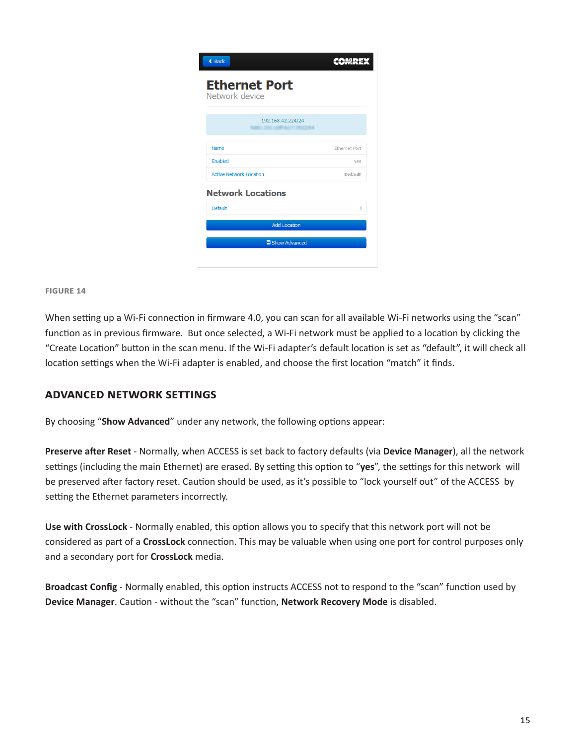FIGURE 14

When setting up a Wi-Fi connection in firmware 4.0, you can scan for all available Wi-Fi networks using the “scan” function as in previous firmware.  But once selected, a Wi-Fi network must be applied to a location by clicking the “Create Location” button in the scan menu. If the Wi-Fi adapter’s default location is set as “default”, it will check all location settings when the Wi-Fi adapter is enabled, and choose the first location “match” it finds.

## ADVANCED NETWORK SETTINGS

By choosing “**Show Advanced**” under any network, the following options appear:

**Preserve after Reset** - Normally, when ACCESS is set back to factory defaults (via **Device Manager**), all the network settings (including the main Ethernet) are erased. By setting this option to “**yes**”, the settings for this network  will be preserved after factory reset. Caution should be used, as it’s possible to “lock yourself out” of the ACCESS  by setting the Ethernet parameters incorrectly.

**Use with CrossLock** - Normally enabled, this option allows you to specify that this network port will not be considered as part of a **CrossLock** connection. This may be valuable when using one port for control purposes only and a secondary port for **CrossLock** media.

**Broadcast Config** - Normally enabled, this option instructs ACCESS not to respond to the “scan” function used by **Device Manager**. Caution - without the “scan” function, **Network Recovery Mode** is disabled.